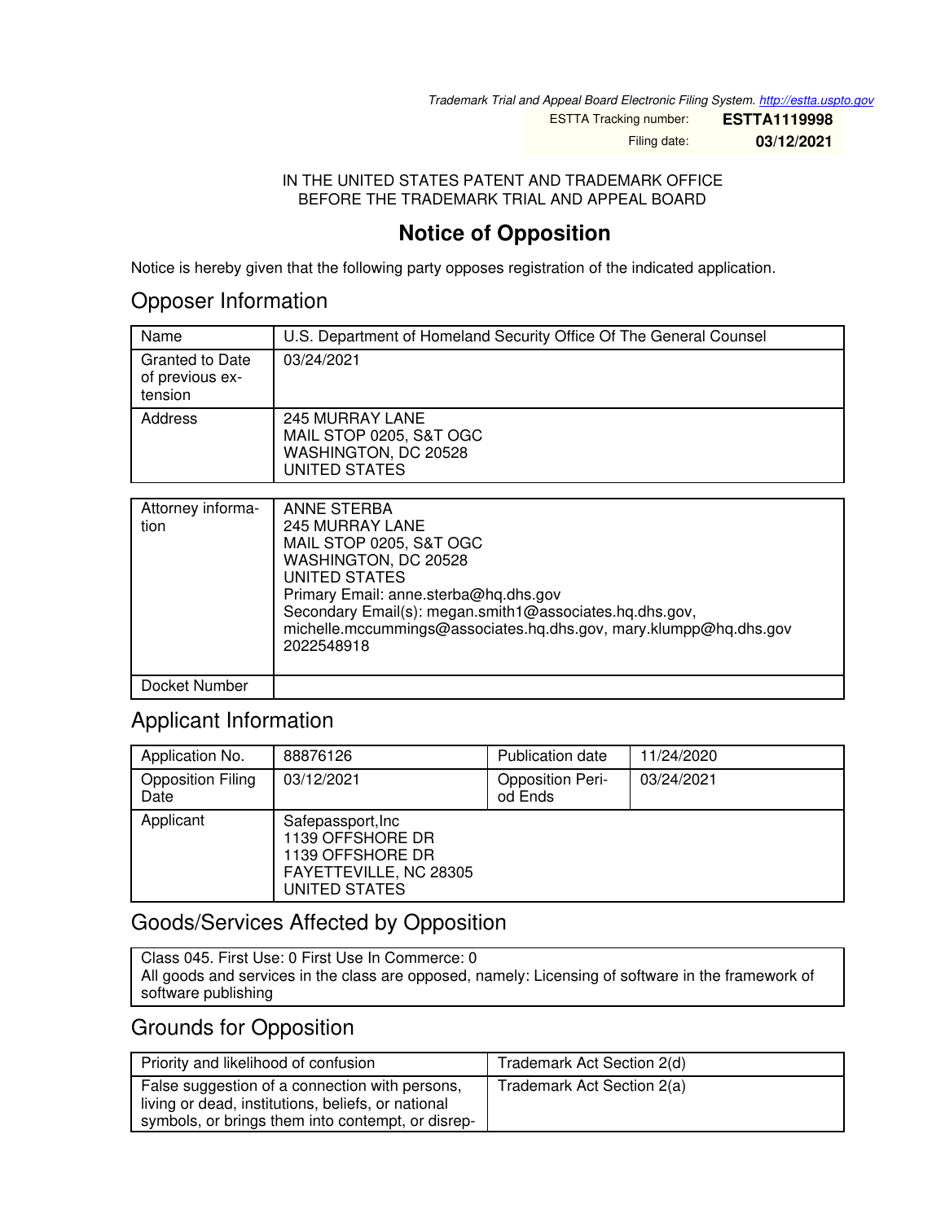*Trademark Trial and Appeal Board Electronic Filing System. http://estta.uspto.gov*

ESTTA Tracking number: **ESTTA1119998**

Filing date: **03/12/2021**

IN THE UNITED STATES PATENT AND TRADEMARK OFFICE
BEFORE THE TRADEMARK TRIAL AND APPEAL BOARD

# Notice of Opposition

Notice is hereby given that the following party opposes registration of the indicated application.

## Opposer Information

| Name | U.S. Department of Homeland Security Office Of The General Counsel |
|---|---|
| Granted to Date of previous extension | 03/24/2021 |
| Address | 245 MURRAY LANE<br>MAIL STOP 0205, S&T OGC<br>WASHINGTON, DC 20528<br>UNITED STATES |

| Attorney information | ANNE STERBA<br>245 MURRAY LANE<br>MAIL STOP 0205, S&T OGC<br>WASHINGTON, DC 20528<br>UNITED STATES<br>Primary Email: anne.sterba@hq.dhs.gov<br>Secondary Email(s): megan.smith1@associates.hq.dhs.gov, michelle.mccummings@associates.hq.dhs.gov, mary.klumpp@hq.dhs.gov<br>2022548918 |
|---|---|
| Docket Number | |

## Applicant Information

| Application No. | 88876126 | Publication date | 11/24/2020 |
|---|---|---|---|
| Opposition Filing Date | 03/12/2021 | Opposition Period Ends | 03/24/2021 |
| Applicant | Safepassport,Inc<br>1139 OFFSHORE DR<br>1139 OFFSHORE DR<br>FAYETTEVILLE, NC 28305<br>UNITED STATES | | |

## Goods/Services Affected by Opposition

Class 045. First Use: 0 First Use In Commerce: 0
All goods and services in the class are opposed, namely: Licensing of software in the framework of software publishing

## Grounds for Opposition

| Priority and likelihood of confusion | Trademark Act Section 2(d) |
|---|---|
| False suggestion of a connection with persons, living or dead, institutions, beliefs, or national symbols, or brings them into contempt, or disrep- | Trademark Act Section 2(a) |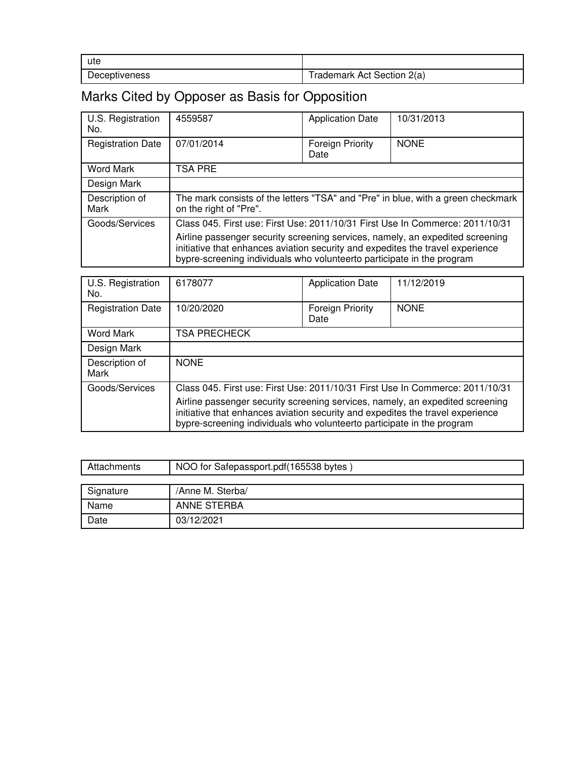| ute | |
|---|---|
| Deceptiveness | Trademark Act Section 2(a) |

## Marks Cited by Opposer as Basis for Opposition

| U.S. Registration No. | 4559587 | Application Date | 10/31/2013 |
|---|---|---|---|
| Registration Date | 07/01/2014 | Foreign Priority Date | NONE |
| Word Mark | TSA PRE | | |
| Design Mark | | | |
| Description of Mark | The mark consists of the letters "TSA" and "Pre" in blue, with a green checkmark on the right of "Pre". | | |
| Goods/Services | Class 045. First use: First Use: 2011/10/31 First Use In Commerce: 2011/10/31<br>Airline passenger security screening services, namely, an expedited screening initiative that enhances aviation security and expedites the travel experience bypre-screening individuals who volunteerto participate in the program | | |

| U.S. Registration No. | 6178077 | Application Date | 11/12/2019 |
|---|---|---|---|
| Registration Date | 10/20/2020 | Foreign Priority Date | NONE |
| Word Mark | TSA PRECHECK | | |
| Design Mark | | | |
| Description of Mark | NONE | | |
| Goods/Services | Class 045. First use: First Use: 2011/10/31 First Use In Commerce: 2011/10/31<br>Airline passenger security screening services, namely, an expedited screening initiative that enhances aviation security and expedites the travel experience bypre-screening individuals who volunteerto participate in the program | | |

| Attachments | NOO for Safepassport.pdf(165538 bytes ) |
|---|---|

| Signature | /Anne M. Sterba/ |
|---|---|
| Name | ANNE STERBA |
| Date | 03/12/2021 |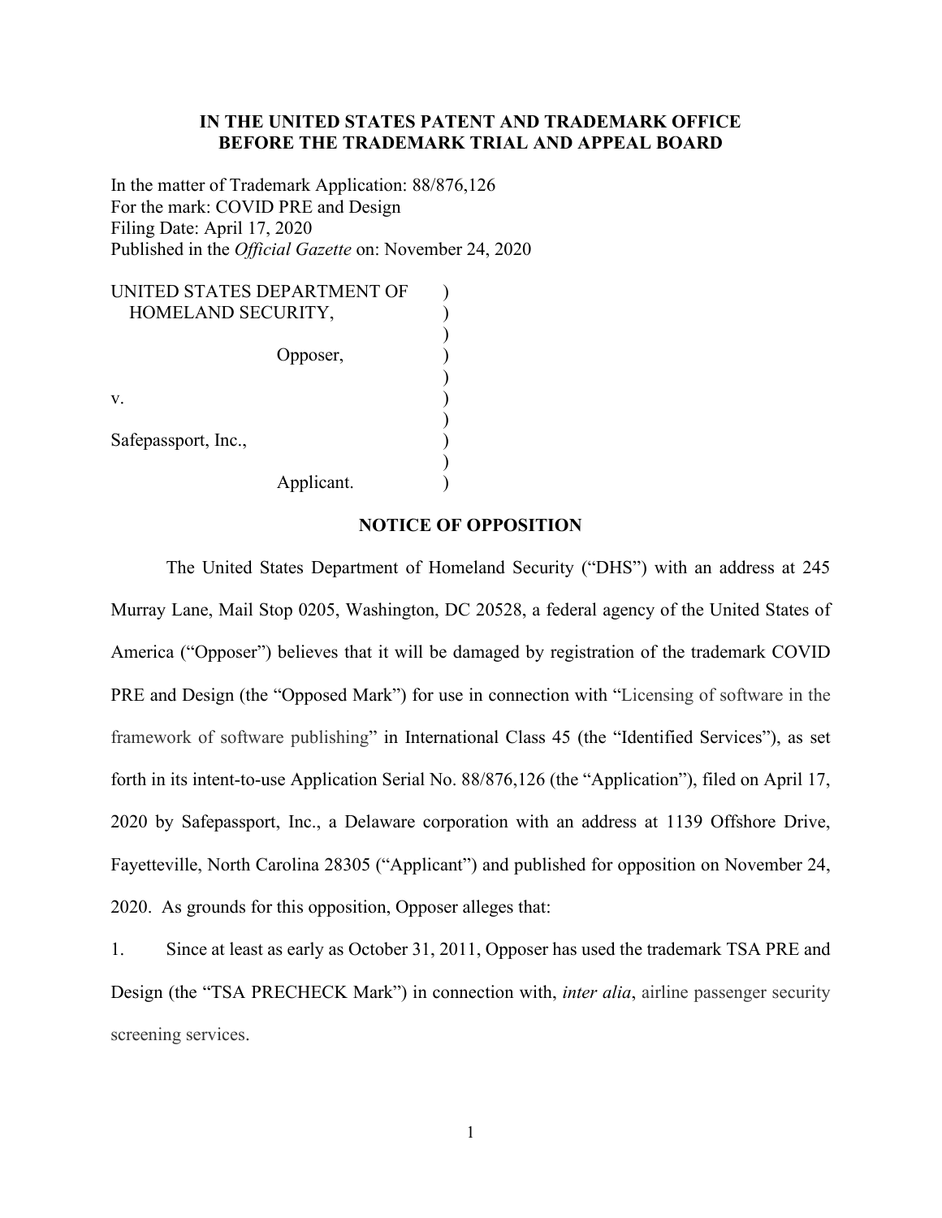**IN THE UNITED STATES PATENT AND TRADEMARK OFFICE**
**BEFORE THE TRADEMARK TRIAL AND APPEAL BOARD**

In the matter of Trademark Application: 88/876,126
For the mark: COVID PRE and Design
Filing Date: April 17, 2020
Published in the *Official Gazette* on: November 24, 2020

UNITED STATES DEPARTMENT OF HOMELAND SECURITY,

Opposer,

v.

Safepassport, Inc.,

Applicant.

## NOTICE OF OPPOSITION

The United States Department of Homeland Security ("DHS") with an address at 245 Murray Lane, Mail Stop 0205, Washington, DC 20528, a federal agency of the United States of America ("Opposer") believes that it will be damaged by registration of the trademark COVID PRE and Design (the "Opposed Mark") for use in connection with "Licensing of software in the framework of software publishing" in International Class 45 (the "Identified Services"), as set forth in its intent-to-use Application Serial No. 88/876,126 (the "Application"), filed on April 17, 2020 by Safepassport, Inc., a Delaware corporation with an address at 1139 Offshore Drive, Fayetteville, North Carolina 28305 ("Applicant") and published for opposition on November 24, 2020. As grounds for this opposition, Opposer alleges that:

1. Since at least as early as October 31, 2011, Opposer has used the trademark TSA PRE and Design (the "TSA PRECHECK Mark") in connection with, *inter alia*, airline passenger security screening services.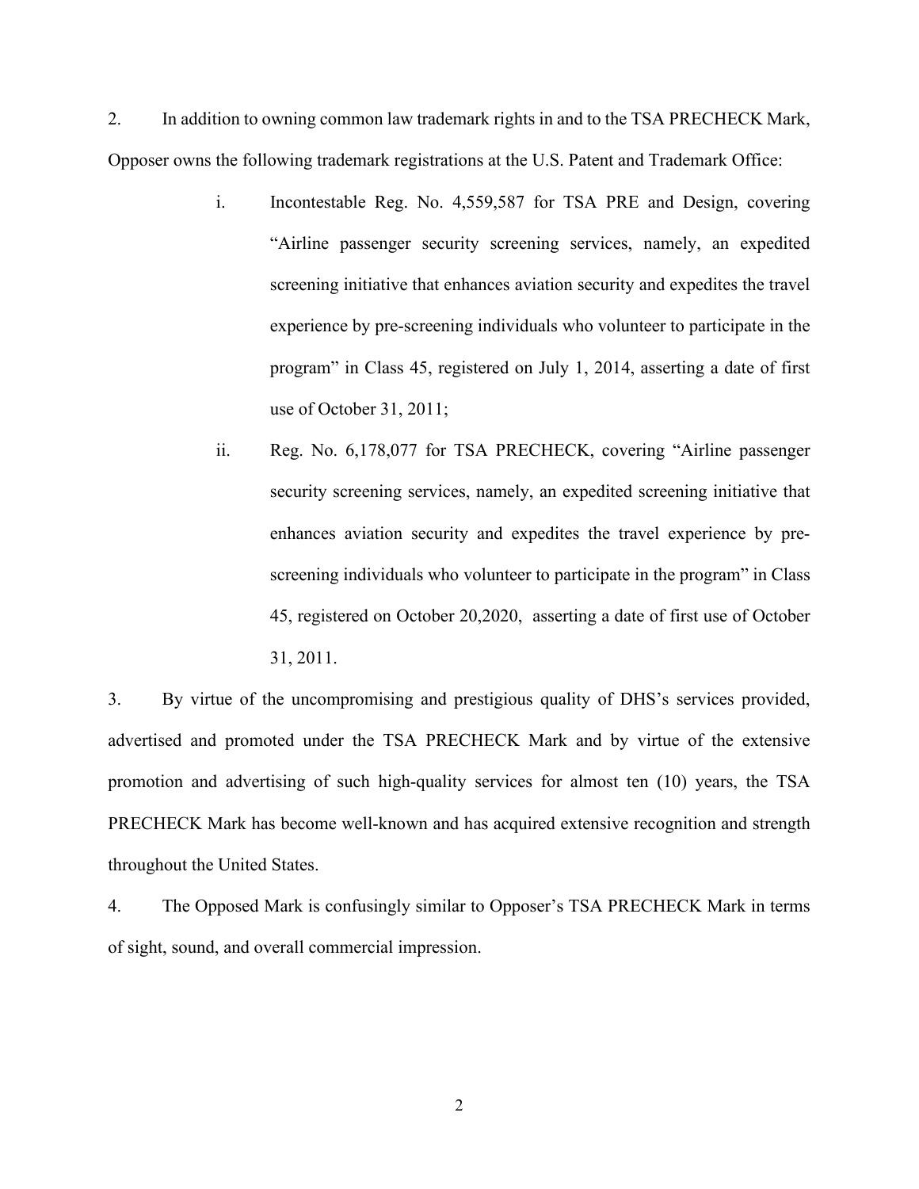2. In addition to owning common law trademark rights in and to the TSA PRECHECK Mark, Opposer owns the following trademark registrations at the U.S. Patent and Trademark Office:

i. Incontestable Reg. No. 4,559,587 for TSA PRE and Design, covering "Airline passenger security screening services, namely, an expedited screening initiative that enhances aviation security and expedites the travel experience by pre-screening individuals who volunteer to participate in the program" in Class 45, registered on July 1, 2014, asserting a date of first use of October 31, 2011;

ii. Reg. No. 6,178,077 for TSA PRECHECK, covering "Airline passenger security screening services, namely, an expedited screening initiative that enhances aviation security and expedites the travel experience by pre-screening individuals who volunteer to participate in the program" in Class 45, registered on October 20,2020, asserting a date of first use of October 31, 2011.

3. By virtue of the uncompromising and prestigious quality of DHS's services provided, advertised and promoted under the TSA PRECHECK Mark and by virtue of the extensive promotion and advertising of such high-quality services for almost ten (10) years, the TSA PRECHECK Mark has become well-known and has acquired extensive recognition and strength throughout the United States.

4. The Opposed Mark is confusingly similar to Opposer's TSA PRECHECK Mark in terms of sight, sound, and overall commercial impression.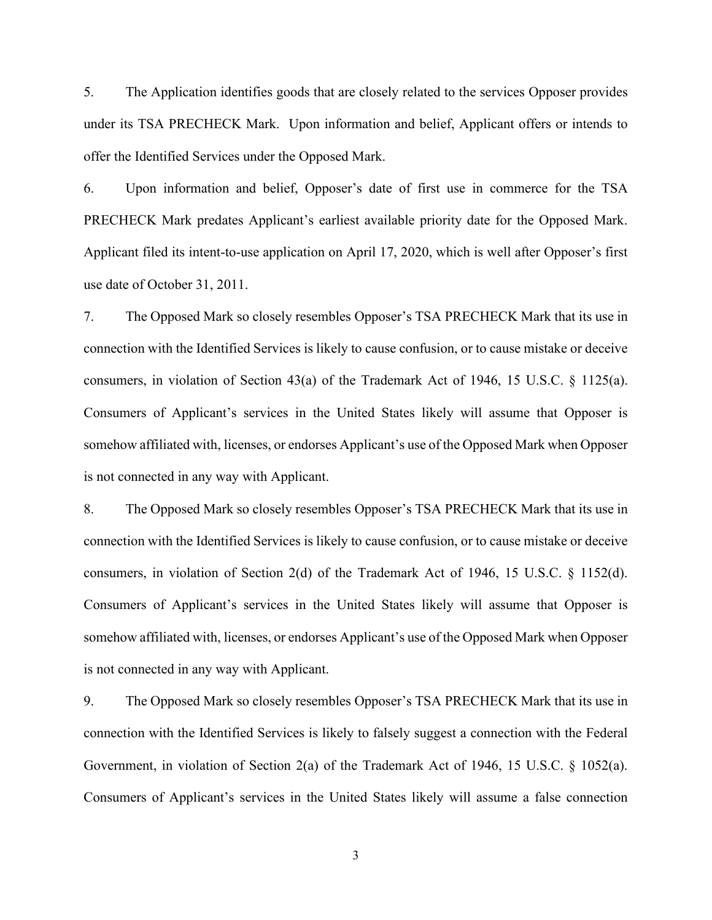5. The Application identifies goods that are closely related to the services Opposer provides under its TSA PRECHECK Mark. Upon information and belief, Applicant offers or intends to offer the Identified Services under the Opposed Mark.

6. Upon information and belief, Opposer's date of first use in commerce for the TSA PRECHECK Mark predates Applicant's earliest available priority date for the Opposed Mark. Applicant filed its intent-to-use application on April 17, 2020, which is well after Opposer's first use date of October 31, 2011.

7. The Opposed Mark so closely resembles Opposer's TSA PRECHECK Mark that its use in connection with the Identified Services is likely to cause confusion, or to cause mistake or deceive consumers, in violation of Section 43(a) of the Trademark Act of 1946, 15 U.S.C. § 1125(a). Consumers of Applicant's services in the United States likely will assume that Opposer is somehow affiliated with, licenses, or endorses Applicant's use of the Opposed Mark when Opposer is not connected in any way with Applicant.

8. The Opposed Mark so closely resembles Opposer's TSA PRECHECK Mark that its use in connection with the Identified Services is likely to cause confusion, or to cause mistake or deceive consumers, in violation of Section 2(d) of the Trademark Act of 1946, 15 U.S.C. § 1152(d). Consumers of Applicant's services in the United States likely will assume that Opposer is somehow affiliated with, licenses, or endorses Applicant's use of the Opposed Mark when Opposer is not connected in any way with Applicant.

9. The Opposed Mark so closely resembles Opposer's TSA PRECHECK Mark that its use in connection with the Identified Services is likely to falsely suggest a connection with the Federal Government, in violation of Section 2(a) of the Trademark Act of 1946, 15 U.S.C. § 1052(a). Consumers of Applicant's services in the United States likely will assume a false connection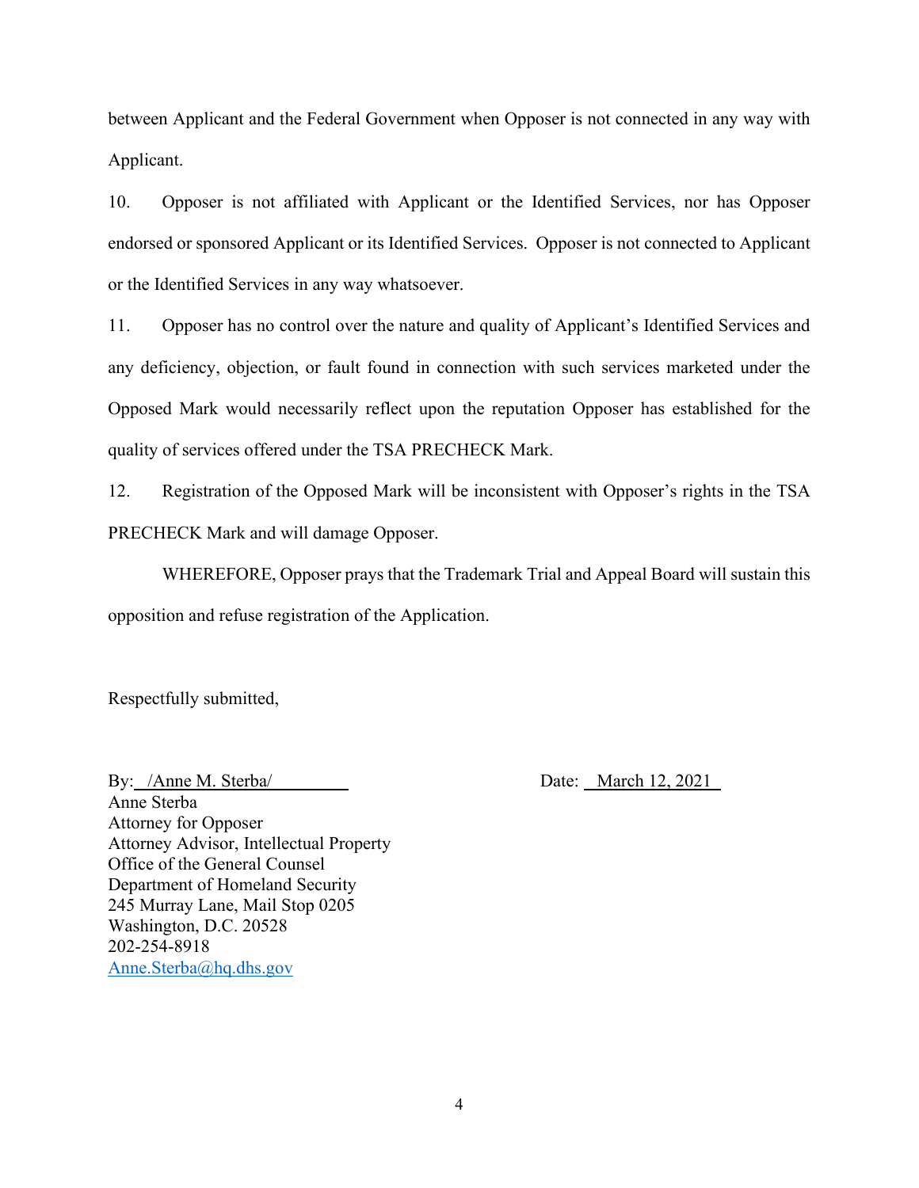between Applicant and the Federal Government when Opposer is not connected in any way with Applicant.

10. Opposer is not affiliated with Applicant or the Identified Services, nor has Opposer endorsed or sponsored Applicant or its Identified Services. Opposer is not connected to Applicant or the Identified Services in any way whatsoever.

11. Opposer has no control over the nature and quality of Applicant's Identified Services and any deficiency, objection, or fault found in connection with such services marketed under the Opposed Mark would necessarily reflect upon the reputation Opposer has established for the quality of services offered under the TSA PRECHECK Mark.

12. Registration of the Opposed Mark will be inconsistent with Opposer's rights in the TSA PRECHECK Mark and will damage Opposer.

WHEREFORE, Opposer prays that the Trademark Trial and Appeal Board will sustain this opposition and refuse registration of the Application.

Respectfully submitted,

By: /Anne M. Sterba/

Date: March 12, 2021

Anne Sterba
Attorney for Opposer
Attorney Advisor, Intellectual Property
Office of the General Counsel
Department of Homeland Security
245 Murray Lane, Mail Stop 0205
Washington, D.C. 20528
202-254-8918
Anne.Sterba@hq.dhs.gov